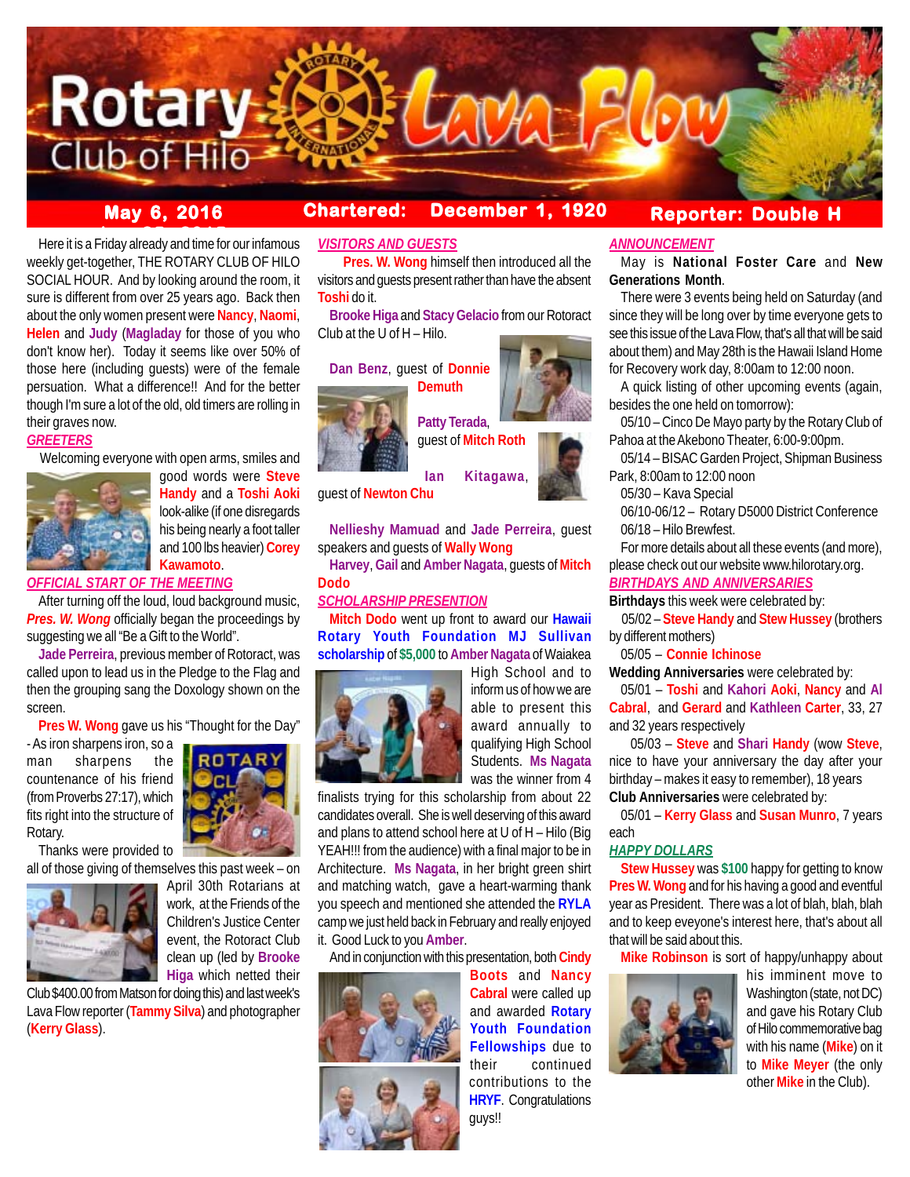# Rotary Club of Hilo Lava Flow

**May 6, 2016** | **Chartered: December 1, 1920** | **Reporter: Double H**

Here it is a Friday already and time for our infamous weekly get-together, THE ROTARY CLUB OF HILO SOCIAL HOUR. And by looking around the room, it sure is different from over 25 years ago. Back then about the only women present were Nancy, Naomi, Helen and Judy (Magladay for those of you who don't know her). Today it seems like over 50% of those here (including guests) were of the female persuasion. What a difference!! And for the better though I'm sure a lot of the old, old timers are rolling in their graves now.

## GREETERS

Welcoming everyone with open arms, smiles and good words were Steve Handy and a Toshi Aoki look-alike (if one disregards his being nearly a foot taller and 100 lbs heavier) Corey Kawamoto.

## OFFICIAL START OF THE MEETING

After turning off the loud, loud background music, *Pres. W. Wong* officially began the proceedings by suggesting we all "Be a Gift to the World".

Jade Perreira, previous member of Rotaract, was called upon to lead us in the Pledge to the Flag and then the grouping sang the Doxology shown on the screen.

Pres W. Wong gave us his "Thought for the Day" - As iron sharpens iron, so a man sharpens the countenance of his friend (from Proverbs 27:17), which fits right into the structure of Rotary.

Thanks were provided to all of those giving of themselves this past week – on April 30th Rotarians at work, at the Friends of the Children's Justice Center event, the Rotaract Club clean up (led by Brooke Higa which netted their Club $400.00 from Matson for doing this) and last week's Lava Flow reporter (Tammy Silva) and photographer (Kerry Glass).

## VISITORS AND GUESTS

Pres. W. Wong himself then introduced all the visitors and guests present rather than have the absent Toshi do it.

Brooke Higa and Stacy Gelacio from our Rotoract Club at the U of H – Hilo.

Dan Benz, guest of Donnie Demuth

Patty Terada, guest of Mitch Roth

Ian Kitagawa, guest of Newton Chu

Nellieshy Mamuad and Jade Perreira, guest speakers and guests of Wally Wong

Harvey, Gail and Amber Nagata, guests of Mitch Dodo

## SCHOLARSHIP PRESENTION

Mitch Dodo went up front to award our Hawaii Rotary Youth Foundation MJ Sullivan scholarship of $5,000 to Amber Nagata of Waiakea High School and to inform us of how we are able to present this award annually to qualifying High School Students. Ms Nagata was the winner from 4 finalists trying for this scholarship from about 22 candidates overall. She is well deserving of this award and plans to attend school here at U of H – Hilo (Big YEAH!!! from the audience) with a final major to be in Architecture. Ms Nagata, in her bright green shirt and matching watch, gave a heart-warming thank you speech and mentioned she attended the RYLA camp we just held back in February and really enjoyed it. Good Luck to you Amber.

And in conjunction with this presentation, both Cindy Boots and Nancy Cabral were called up and awarded Rotary Youth Foundation Fellowships due to their continued contributions to the HRYF. Congratulations guys!!

## ANNOUNCEMENT

May is **National Foster Care** and **New Generations Month**.

There were 3 events being held on Saturday (and since they will be long over by time everyone gets to see this issue of the Lava Flow, that's all that will be said about them) and May 28th is the Hawaii Island Home for Recovery work day, 8:00am to 12:00 noon.

A quick listing of other upcoming events (again, besides the one held on tomorrow):

05/10 – Cinco De Mayo party by the Rotary Club of Pahoa at the Akebono Theater, 6:00-9:00pm.

05/14 – BISAC Garden Project, Shipman Business Park, 8:00am to 12:00 noon

05/30 – Kava Special

06/10-06/12 – Rotary D5000 District Conference

06/18 – Hilo Brewfest.

For more details about all these events (and more), please check out our website www.hilorotary.org.

## BIRTHDAYS AND ANNIVERSARIES

**Birthdays** this week were celebrated by:

05/02 – Steve Handy and Stew Hussey (brothers by different mothers)

05/05 – Connie Ichinose

**Wedding Anniversaries** were celebrated by:

05/01 – Toshi and Kahori Aoki, Nancy and Al Cabral, and Gerard and Kathleen Carter, 33, 27 and 32 years respectively

05/03 – Steve and Shari Handy (wow Steve, nice to have your anniversary the day after your birthday – makes it easy to remember), 18 years

**Club Anniversaries** were celebrated by:

05/01 – Kerry Glass and Susan Munro, 7 years each

## HAPPY DOLLARS

Stew Hussey was $100 happy for getting to know Pres W. Wong and for his having a good and eventful year as President. There was a lot of blah, blah, blah and to keep eveyone's interest here, that's about all that will be said about this.

Mike Robinson is sort of happy/unhappy about his imminent move to Washington (state, not DC) and gave his Rotary Club of Hilo commemorative bag with his name (Mike) on it to Mike Meyer (the only other Mike in the Club).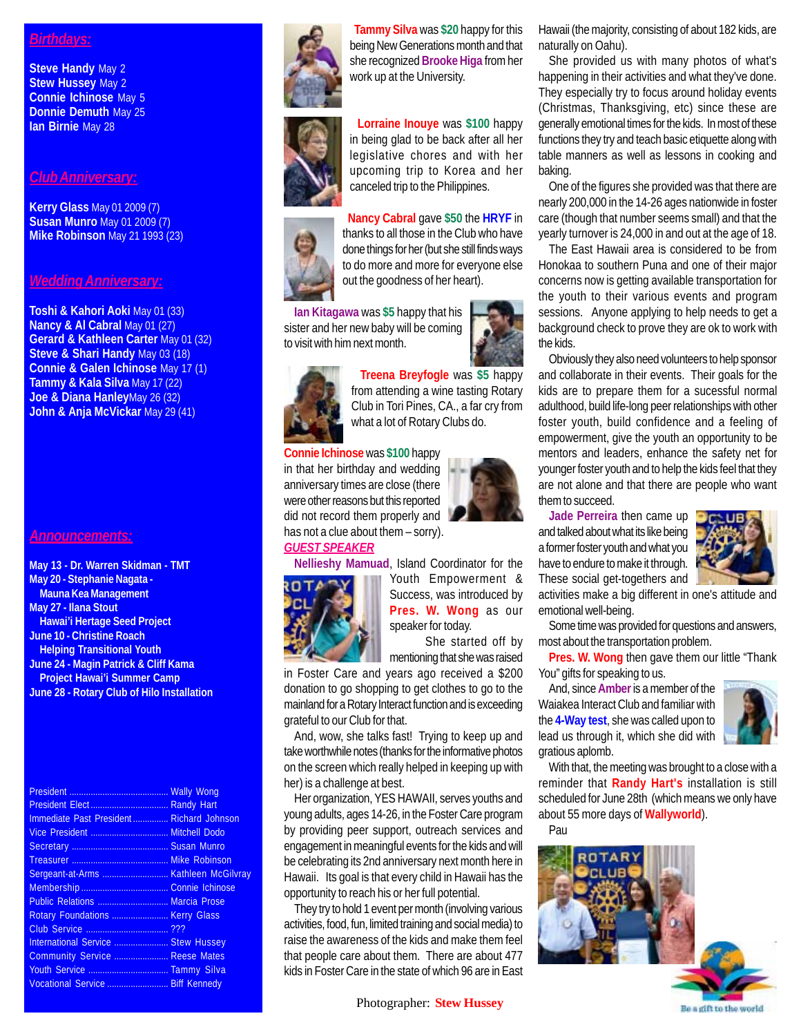## Birthdays:

**Steve Handy** May 2
**Stew Hussey** May 2
**Connie Ichinose** May 5
**Donnie Demuth** May 25
**Ian Birnie** May 28

## Club Anniversary:

**Kerry Glass** May 01 2009 (7)
**Susan Munro** May 01 2009 (7)
**Mike Robinson** May 21 1993 (23)

## Wedding Anniversary:

**Toshi & Kahori Aoki** May 01 (33)
**Nancy & Al Cabral** May 01 (27)
**Gerard & Kathleen Carter** May 01 (32)
**Steve & Shari Handy** May 03 (18)
**Connie & Galen Ichinose** May 17 (1)
**Tammy & Kala Silva** May 17 (22)
**Joe & Diana Hanley** May 26 (32)
**John & Anja McVickar** May 29 (41)

## Announcements:

**May 13 - Dr. Warren Skidman - TMT**
**May 20 - Stephanie Nagata - Mauna Kea Management**
**May 27 - Ilana Stout Hawai'i Hertage Seed Project**
**June 10 - Christine Roach Helping Transitional Youth**
**June 24 - Magin Patrick & Cliff Kama Project Hawai'i Summer Camp**
**June 28 - Rotary Club of Hilo Installation**

| | |
|---|---|
| President | Wally Wong |
| President Elect | Randy Hart |
| Immediate Past President | Richard Johnson |
| Vice President | Mitchell Dodo |
| Secretary | Susan Munro |
| Treasurer | Mike Robinson |
| Sergeant-at-Arms | Kathleen McGilvray |
| Membership | Connie Ichinose |
| Public Relations | Marcia Prose |
| Rotary Foundations | Kerry Glass |
| Club Service | ??? |
| International Service | Stew Hussey |
| Community Service | Reese Mates |
| Youth Service | Tammy Silva |
| Vocational Service | Biff Kennedy |

**Tammy Silva** was **$20** happy for this being New Generations month and that she recognized **Brooke Higa** from her work up at the University.

**Lorraine Inouye** was **$100** happy in being glad to be back after all her legislative chores and with her upcoming trip to Korea and her canceled trip to the Philippines.

**Nancy Cabral** gave **$50** the **HRYF** in thanks to all those in the Club who have done things for her (but she still finds ways to do more and more for everyone else out the goodness of her heart).

**Ian Kitagawa** was **$5** happy that his sister and her new baby will be coming to visit with him next month.

**Treena Breyfogle** was **$5** happy from attending a wine tasting Rotary Club in Tori Pines, CA., a far cry from what a lot of Rotary Clubs do.

**Connie Ichinose** was **$100** happy in that her birthday and wedding anniversary times are close (there were other reasons but this reported did not record them properly and has not a clue about them – sorry).

### GUEST SPEAKER

**Nellieshy Mamuad**, Island Coordinator for the Youth Empowerment & Success, was introduced by **Pres. W. Wong** as our speaker for today.

She started off by mentioning that she was raised in Foster Care and years ago received a $200 donation to go shopping to get clothes to go to the mainland for a Rotary Interact function and is exceeding grateful to our Club for that.

And, wow, she talks fast! Trying to keep up and take worthwhile notes (thanks for the informative photos on the screen which really helped in keeping up with her) is a challenge at best.

Her organization, YES HAWAII, serves youths and young adults, ages 14-26, in the Foster Care program by providing peer support, outreach services and engagement in meaningful events for the kids and will be celebrating its 2nd anniversary next month here in Hawaii. Its goal is that every child in Hawaii has the opportunity to reach his or her full potential.

They try to hold 1 event per month (involving various activities, food, fun, limited training and social media) to raise the awareness of the kids and make them feel that people care about them. There are about 477 kids in Foster Care in the state of which 96 are in East Hawaii (the majority, consisting of about 182 kids, are naturally on Oahu).

She provided us with many photos of what's happening in their activities and what they've done. They especially try to focus around holiday events (Christmas, Thanksgiving, etc) since these are generally emotional times for the kids. In most of these functions they try and teach basic etiquette along with table manners as well as lessons in cooking and baking.

One of the figures she provided was that there are nearly 200,000 in the 14-26 ages nationwide in foster care (though that number seems small) and that the yearly turnover is 24,000 in and out at the age of 18.

The East Hawaii area is considered to be from Honokaa to southern Puna and one of their major concerns now is getting available transportation for the youth to their various events and program sessions. Anyone applying to help needs to get a background check to prove they are ok to work with the kids.

Obviously they also need volunteers to help sponsor and collaborate in their events. Their goals for the kids are to prepare them for a sucessful normal adulthood, build life-long peer relationships with other foster youth, build confidence and a feeling of empowerment, give the youth an opportunity to be mentors and leaders, enhance the safety net for younger foster youth and to help the kids feel that they are not alone and that there are people who want them to succeed.

**Jade Perreira** then came up and talked about what its like being a former foster youth and what you have to endure to make it through. These social get-togethers and activities make a big different in one's attitude and emotional well-being.

Some time was provided for questions and answers, most about the transportation problem.

**Pres. W. Wong** then gave them our little "Thank You" gifts for speaking to us.

And, since **Amber** is a member of the Waiakea Interact Club and familiar with the **4-Way test**, she was called upon to lead us through it, which she did with gratious aplomb.

With that, the meeting was brought to a close with a reminder that **Randy Hart's** installation is still scheduled for June 28th (which means we only have about 55 more days of **Wallyworld**).

Pau

Be a gift to the world

Photographer: **Stew Hussey**